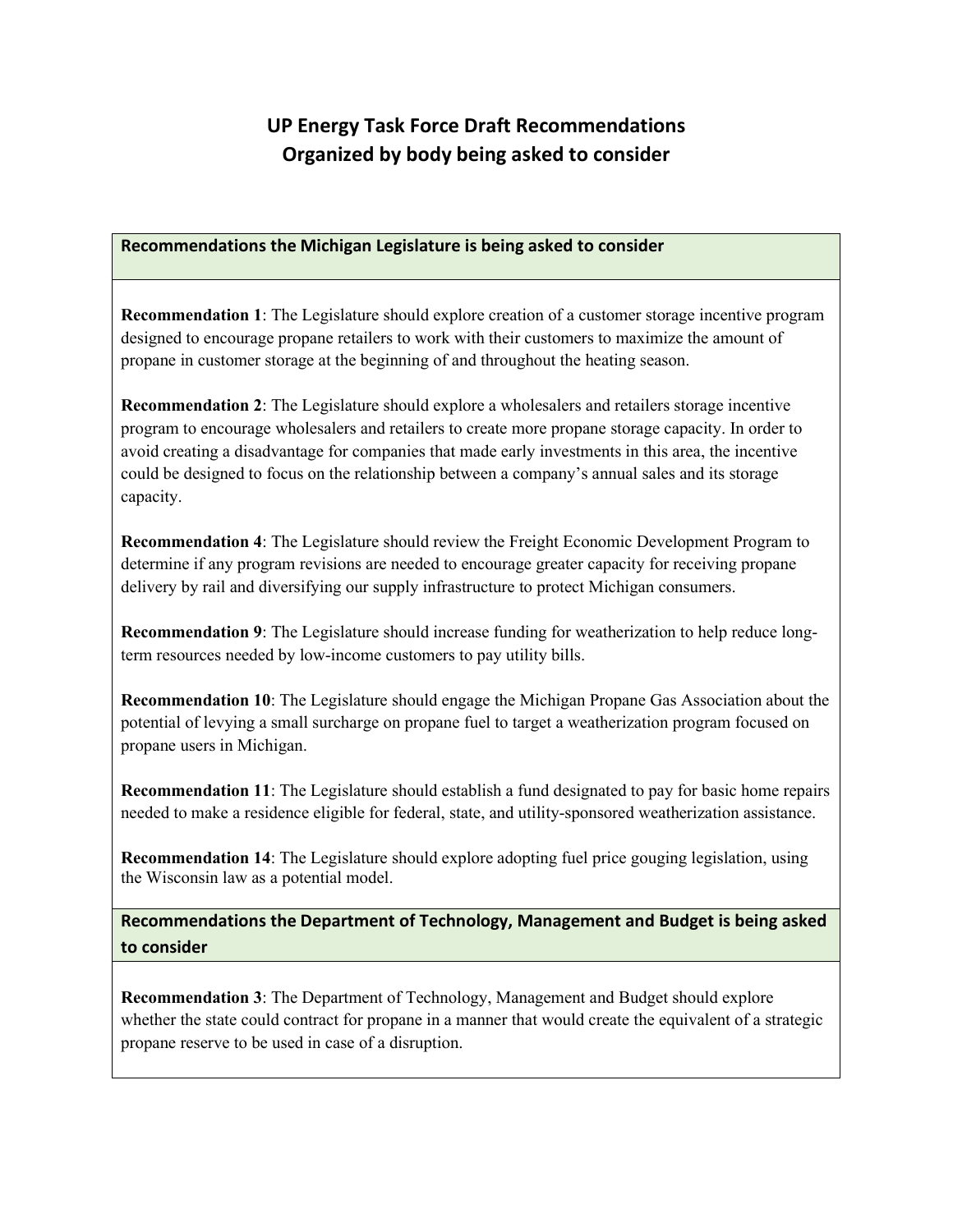# UP Energy Task Force Draft Recommendations
# Organized by body being asked to consider

## Recommendations the Michigan Legislature is being asked to consider

**Recommendation 1**: The Legislature should explore creation of a customer storage incentive program designed to encourage propane retailers to work with their customers to maximize the amount of propane in customer storage at the beginning of and throughout the heating season.

**Recommendation 2**: The Legislature should explore a wholesalers and retailers storage incentive program to encourage wholesalers and retailers to create more propane storage capacity. In order to avoid creating a disadvantage for companies that made early investments in this area, the incentive could be designed to focus on the relationship between a company's annual sales and its storage capacity.

**Recommendation 4**: The Legislature should review the Freight Economic Development Program to determine if any program revisions are needed to encourage greater capacity for receiving propane delivery by rail and diversifying our supply infrastructure to protect Michigan consumers.

**Recommendation 9**: The Legislature should increase funding for weatherization to help reduce long-term resources needed by low-income customers to pay utility bills.

**Recommendation 10**: The Legislature should engage the Michigan Propane Gas Association about the potential of levying a small surcharge on propane fuel to target a weatherization program focused on propane users in Michigan.

**Recommendation 11**: The Legislature should establish a fund designated to pay for basic home repairs needed to make a residence eligible for federal, state, and utility-sponsored weatherization assistance.

**Recommendation 14**: The Legislature should explore adopting fuel price gouging legislation, using the Wisconsin law as a potential model.

## Recommendations the Department of Technology, Management and Budget is being asked to consider

**Recommendation 3**: The Department of Technology, Management and Budget should explore whether the state could contract for propane in a manner that would create the equivalent of a strategic propane reserve to be used in case of a disruption.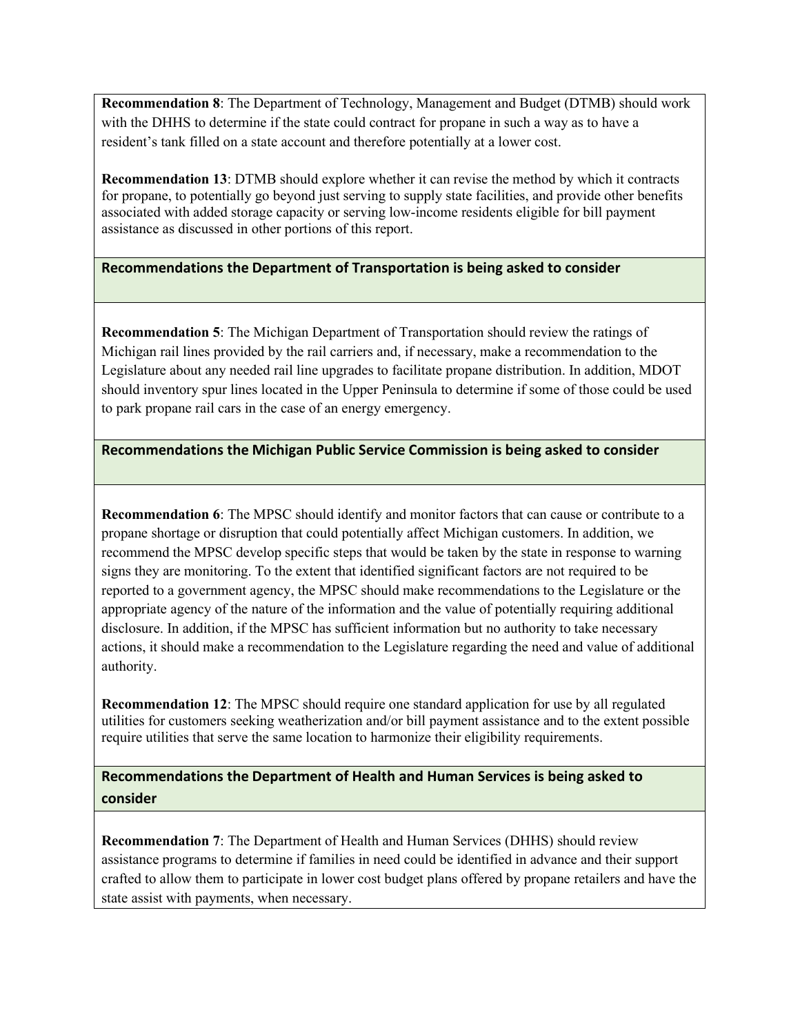**Recommendation 8**: The Department of Technology, Management and Budget (DTMB) should work with the DHHS to determine if the state could contract for propane in such a way as to have a resident's tank filled on a state account and therefore potentially at a lower cost.

**Recommendation 13**: DTMB should explore whether it can revise the method by which it contracts for propane, to potentially go beyond just serving to supply state facilities, and provide other benefits associated with added storage capacity or serving low-income residents eligible for bill payment assistance as discussed in other portions of this report.

### Recommendations the Department of Transportation is being asked to consider

**Recommendation 5**: The Michigan Department of Transportation should review the ratings of Michigan rail lines provided by the rail carriers and, if necessary, make a recommendation to the Legislature about any needed rail line upgrades to facilitate propane distribution. In addition, MDOT should inventory spur lines located in the Upper Peninsula to determine if some of those could be used to park propane rail cars in the case of an energy emergency.

### Recommendations the Michigan Public Service Commission is being asked to consider

**Recommendation 6**: The MPSC should identify and monitor factors that can cause or contribute to a propane shortage or disruption that could potentially affect Michigan customers. In addition, we recommend the MPSC develop specific steps that would be taken by the state in response to warning signs they are monitoring. To the extent that identified significant factors are not required to be reported to a government agency, the MPSC should make recommendations to the Legislature or the appropriate agency of the nature of the information and the value of potentially requiring additional disclosure. In addition, if the MPSC has sufficient information but no authority to take necessary actions, it should make a recommendation to the Legislature regarding the need and value of additional authority.

**Recommendation 12**: The MPSC should require one standard application for use by all regulated utilities for customers seeking weatherization and/or bill payment assistance and to the extent possible require utilities that serve the same location to harmonize their eligibility requirements.

### Recommendations the Department of Health and Human Services is being asked to consider

**Recommendation 7**: The Department of Health and Human Services (DHHS) should review assistance programs to determine if families in need could be identified in advance and their support crafted to allow them to participate in lower cost budget plans offered by propane retailers and have the state assist with payments, when necessary.